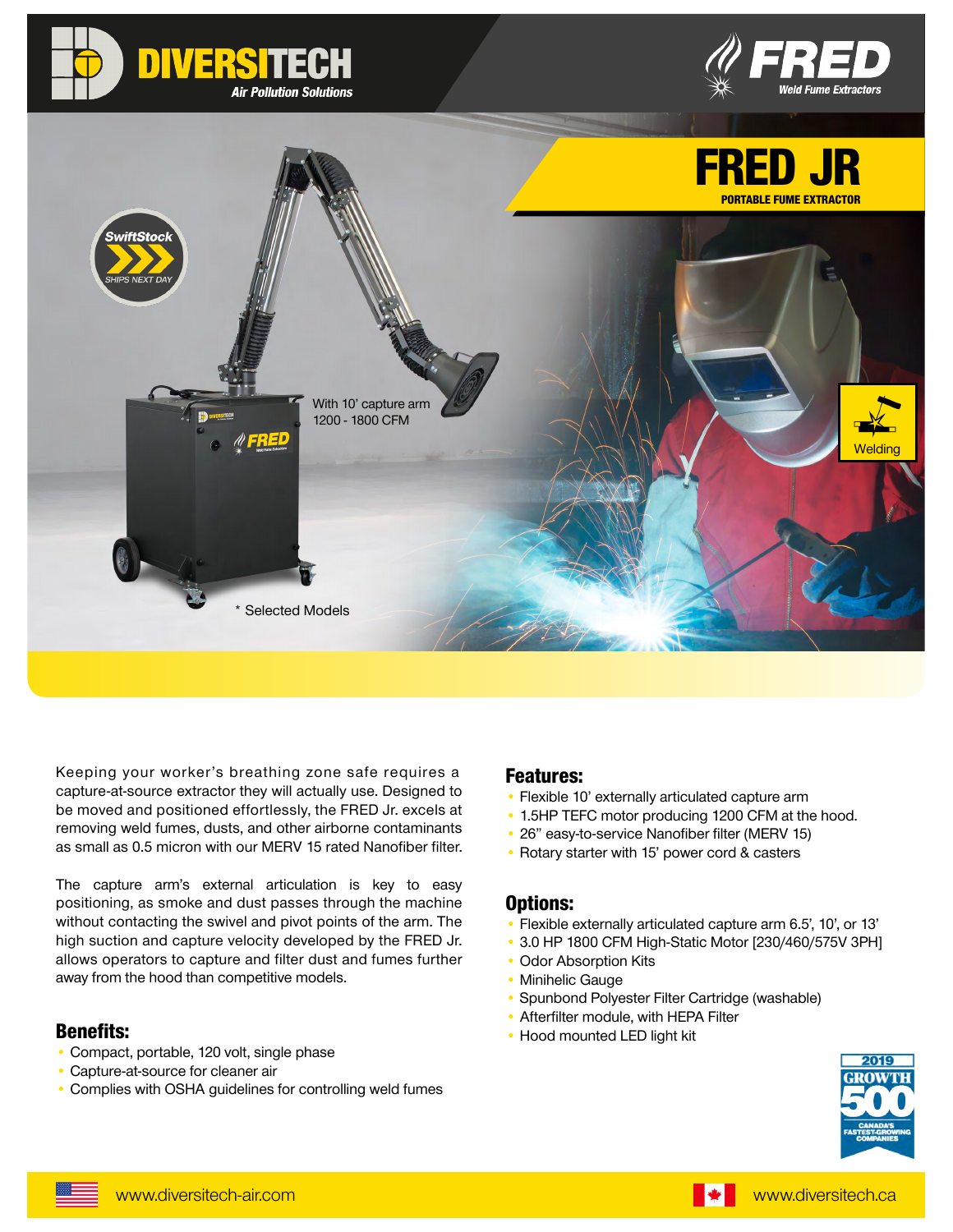DIVERSITECH
Air Pollution Solutions

FRED
Weld Fume Extractors

# FRED JR

PORTABLE FUME EXTRACTOR

SwiftStock
SHIPS NEXT DAY

With 10' capture arm
1200 - 1800 CFM

Welding

* Selected Models

Keeping your worker's breathing zone safe requires a capture-at-source extractor they will actually use. Designed to be moved and positioned effortlessly, the FRED Jr. excels at removing weld fumes, dusts, and other airborne contaminants as small as 0.5 micron with our MERV 15 rated Nanofiber filter.

The capture arm's external articulation is key to easy positioning, as smoke and dust passes through the machine without contacting the swivel and pivot points of the arm. The high suction and capture velocity developed by the FRED Jr. allows operators to capture and filter dust and fumes further away from the hood than competitive models.

## Benefits:

- Compact, portable, 120 volt, single phase
- Capture-at-source for cleaner air
- Complies with OSHA guidelines for controlling weld fumes

## Features:

- Flexible 10' externally articulated capture arm
- 1.5HP TEFC motor producing 1200 CFM at the hood.
- 26" easy-to-service Nanofiber filter (MERV 15)
- Rotary starter with 15' power cord & casters

## Options:

- Flexible externally articulated capture arm 6.5', 10', or 13'
- 3.0 HP 1800 CFM High-Static Motor [230/460/575V 3PH]
- Odor Absorption Kits
- Minihelic Gauge
- Spunbond Polyester Filter Cartridge (washable)
- Afterfilter module, with HEPA Filter
- Hood mounted LED light kit

2019 GROWTH 500 CANADA'S FASTEST-GROWING COMPANIES

www.diversitech-air.com

www.diversitech.ca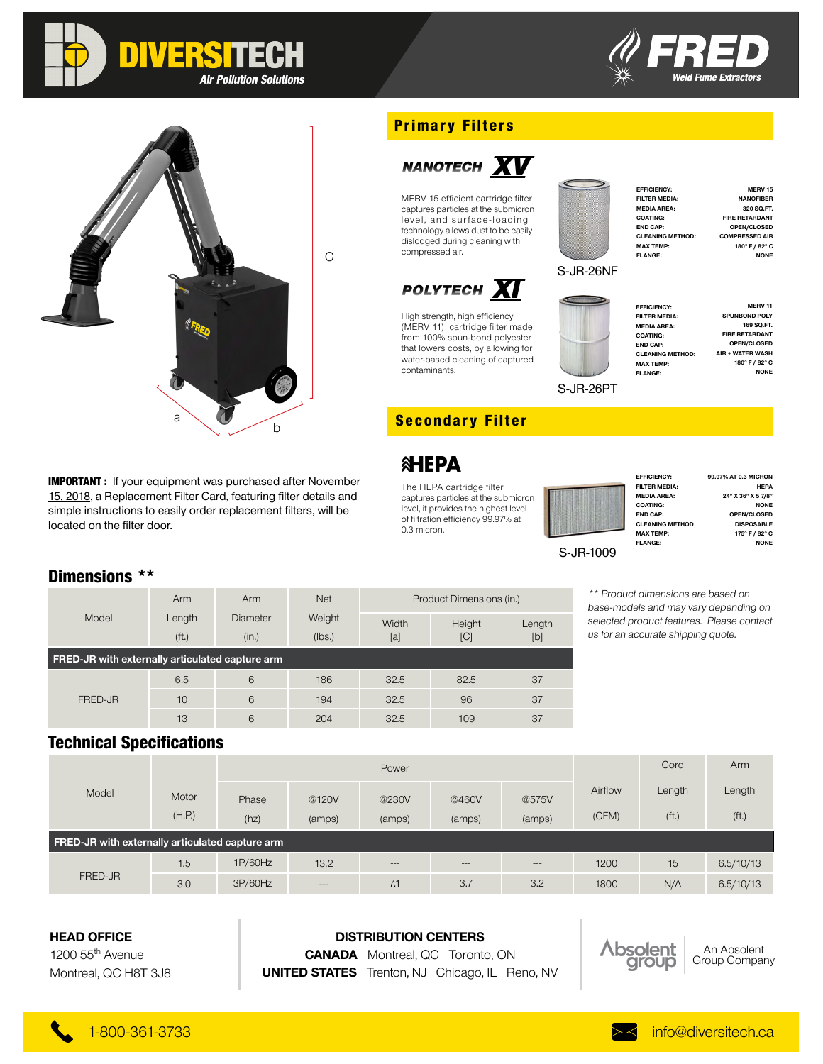DIVERSITECH Air Pollution Solutions

FRED Weld Fume Extractors

C

a

b

**IMPORTANT :** If your equipment was purchased after November 15, 2018, a Replacement Filter Card, featuring filter details and simple instructions to easily order replacement filters, will be located on the filter door.

## Primary Filters

### NANOTECH XV

MERV 15 efficient cartridge filter captures particles at the submicron level, and surface-loading technology allows dust to be easily dislodged during cleaning with compressed air.

S-JR-26NF

| | |
|---|---|
| EFFICIENCY: | MERV 15 |
| FILTER MEDIA: | NANOFIBER |
| MEDIA AREA: | 320 SQ.FT. |
| COATING: | FIRE RETARDANT |
| END CAP: | OPEN/CLOSED |
| CLEANING METHOD: | COMPRESSED AIR |
| MAX TEMP: | 180° F / 82° C |
| FLANGE: | NONE |

### POLYTECH XI

High strength, high efficiency (MERV 11) cartridge filter made from 100% spun-bond polyester that lowers costs, by allowing for water-based cleaning of captured contaminants.

S-JR-26PT

| | |
|---|---|
| EFFICIENCY: | MERV 11 |
| FILTER MEDIA: | SPUNBOND POLY |
| MEDIA AREA: | 169 SQ.FT. |
| COATING: | FIRE RETARDANT |
| END CAP: | OPEN/CLOSED |
| CLEANING METHOD: | AIR + WATER WASH |
| MAX TEMP: | 180° F / 82° C |
| FLANGE: | NONE |

## Secondary Filter

### HEPA

The HEPA cartridge filter captures particles at the submicron level, it provides the highest level of filtration efficiency 99.97% at 0.3 micron.

S-JR-1009

| | |
|---|---|
| EFFICIENCY: | 99.97% AT 0.3 MICRON |
| FILTER MEDIA: | HEPA |
| MEDIA AREA: | 24" X 36" X 5 7/8" |
| COATING: | NONE |
| END CAP: | OPEN/CLOSED |
| CLEANING METHOD | DISPOSABLE |
| MAX TEMP: | 175° F / 82° C |
| FLANGE: | NONE |

## Dimensions **

| Model | Arm Length (ft.) | Arm Diameter (in.) | Net Weight (lbs.) | Product Dimensions (in.) | | |
|---|---|---|---|---|---|---|
| | | | | Width [a] | Height [C] | Length [b] |
| **FRED-JR with externally articulated capture arm** | | | | | | |
| FRED-JR | 6.5 | 6 | 186 | 32.5 | 82.5 | 37 |
| | 10 | 6 | 194 | 32.5 | 96 | 37 |
| | 13 | 6 | 204 | 32.5 | 109 | 37 |

*\*\* Product dimensions are based on base-models and may vary depending on selected product features. Please contact us for an accurate shipping quote.*

## Technical Specifications

| Model | Motor (H.P.) | Power | | | | | Airflow (CFM) | Cord Length (ft.) | Arm Length (ft.) |
|---|---|---|---|---|---|---|---|---|---|
| | | Phase (hz) | @120V (amps) | @230V (amps) | @460V (amps) | @575V (amps) | | | |
| **FRED-JR with externally articulated capture arm** | | | | | | | | | |
| FRED-JR | 1.5 | 1P/60Hz | 13.2 | --- | --- | --- | 1200 | 15 | 6.5/10/13 |
| | 3.0 | 3P/60Hz | --- | 7.1 | 3.7 | 3.2 | 1800 | N/A | 6.5/10/13 |

**HEAD OFFICE**
1200 55th Avenue
Montreal, QC H8T 3J8

**DISTRIBUTION CENTERS**
**CANADA** Montreal, QC Toronto, ON
**UNITED STATES** Trenton, NJ Chicago, IL Reno, NV

Absolent group — An Absolent Group Company

1-800-361-3733 info@diversitech.ca